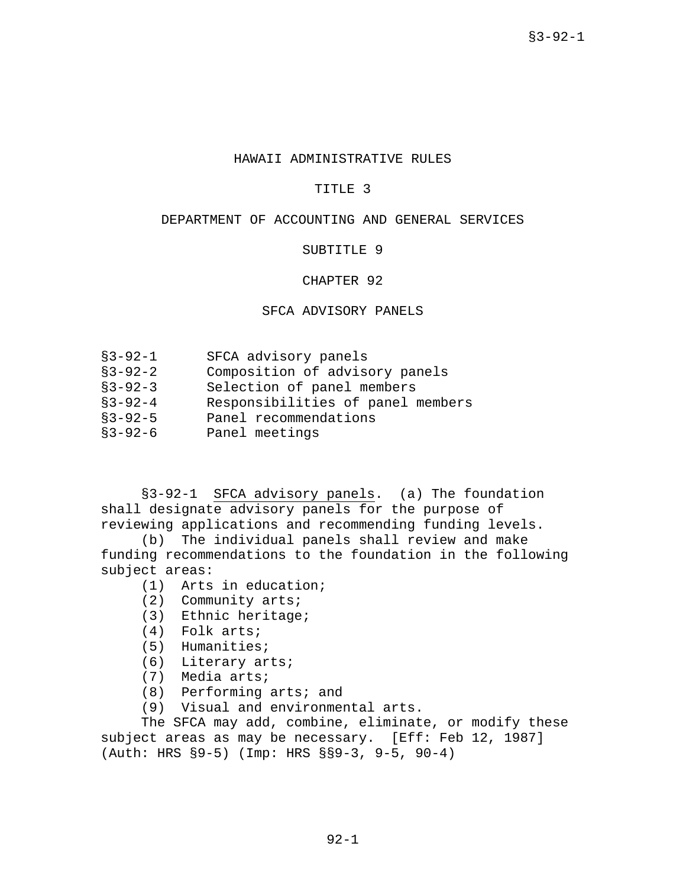# HAWAII ADMINISTRATIVE RULES

## TITLE 3

## DEPARTMENT OF ACCOUNTING AND GENERAL SERVICES

## SUBTITLE 9

## CHAPTER 92

## SFCA ADVISORY PANELS

| | |
|---|---|
| §3-92-1 | SFCA advisory panels |
| §3-92-2 | Composition of advisory panels |
| §3-92-3 | Selection of panel members |
| §3-92-4 | Responsibilities of panel members |
| §3-92-5 | Panel recommendations |
| §3-92-6 | Panel meetings |

§3-92-1 SFCA advisory panels. (a) The foundation shall designate advisory panels for the purpose of reviewing applications and recommending funding levels.

(b) The individual panels shall review and make funding recommendations to the foundation in the following subject areas:

(1) Arts in education;
(2) Community arts;
(3) Ethnic heritage;
(4) Folk arts;
(5) Humanities;
(6) Literary arts;
(7) Media arts;
(8) Performing arts; and
(9) Visual and environmental arts.

The SFCA may add, combine, eliminate, or modify these subject areas as may be necessary. [Eff: Feb 12, 1987] (Auth: HRS §9-5) (Imp: HRS §§9-3, 9-5, 90-4)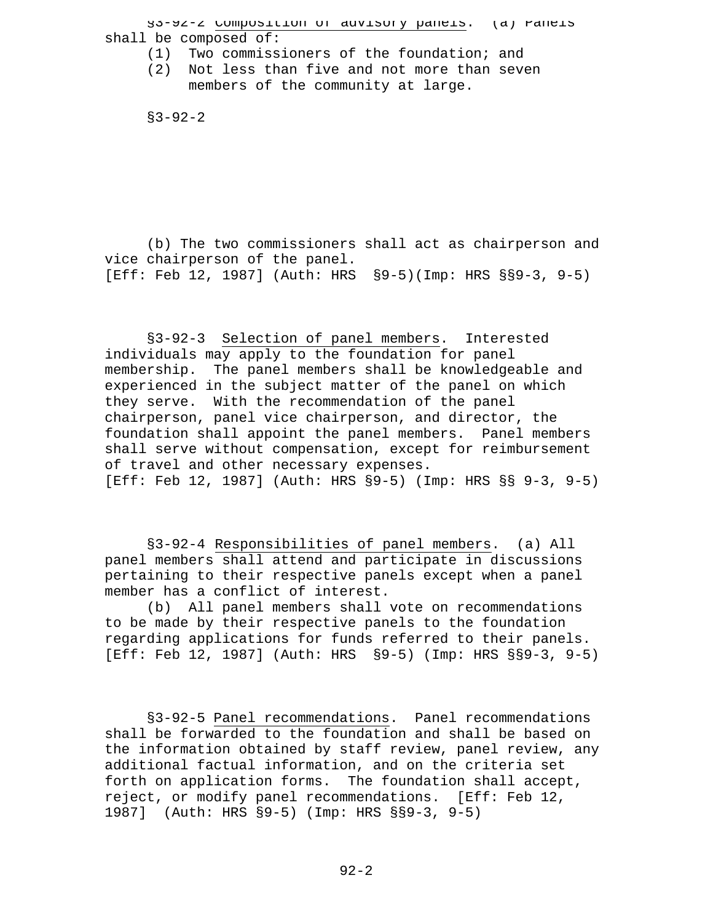§3-92-2 Composition of advisory panels. (a) Panels shall be composed of:

(1) Two commissioners of the foundation; and

(2) Not less than five and not more than seven members of the community at large.

§3-92-2

(b) The two commissioners shall act as chairperson and vice chairperson of the panel.
[Eff: Feb 12, 1987] (Auth: HRS §9-5)(Imp: HRS §§9-3, 9-5)

§3-92-3 Selection of panel members. Interested individuals may apply to the foundation for panel membership. The panel members shall be knowledgeable and experienced in the subject matter of the panel on which they serve. With the recommendation of the panel chairperson, panel vice chairperson, and director, the foundation shall appoint the panel members. Panel members shall serve without compensation, except for reimbursement of travel and other necessary expenses.
[Eff: Feb 12, 1987] (Auth: HRS §9-5) (Imp: HRS §§ 9-3, 9-5)

§3-92-4 Responsibilities of panel members. (a) All panel members shall attend and participate in discussions pertaining to their respective panels except when a panel member has a conflict of interest.

(b) All panel members shall vote on recommendations to be made by their respective panels to the foundation regarding applications for funds referred to their panels.
[Eff: Feb 12, 1987] (Auth: HRS §9-5) (Imp: HRS §§9-3, 9-5)

§3-92-5 Panel recommendations. Panel recommendations shall be forwarded to the foundation and shall be based on the information obtained by staff review, panel review, any additional factual information, and on the criteria set forth on application forms. The foundation shall accept, reject, or modify panel recommendations. [Eff: Feb 12, 1987] (Auth: HRS §9-5) (Imp: HRS §§9-3, 9-5)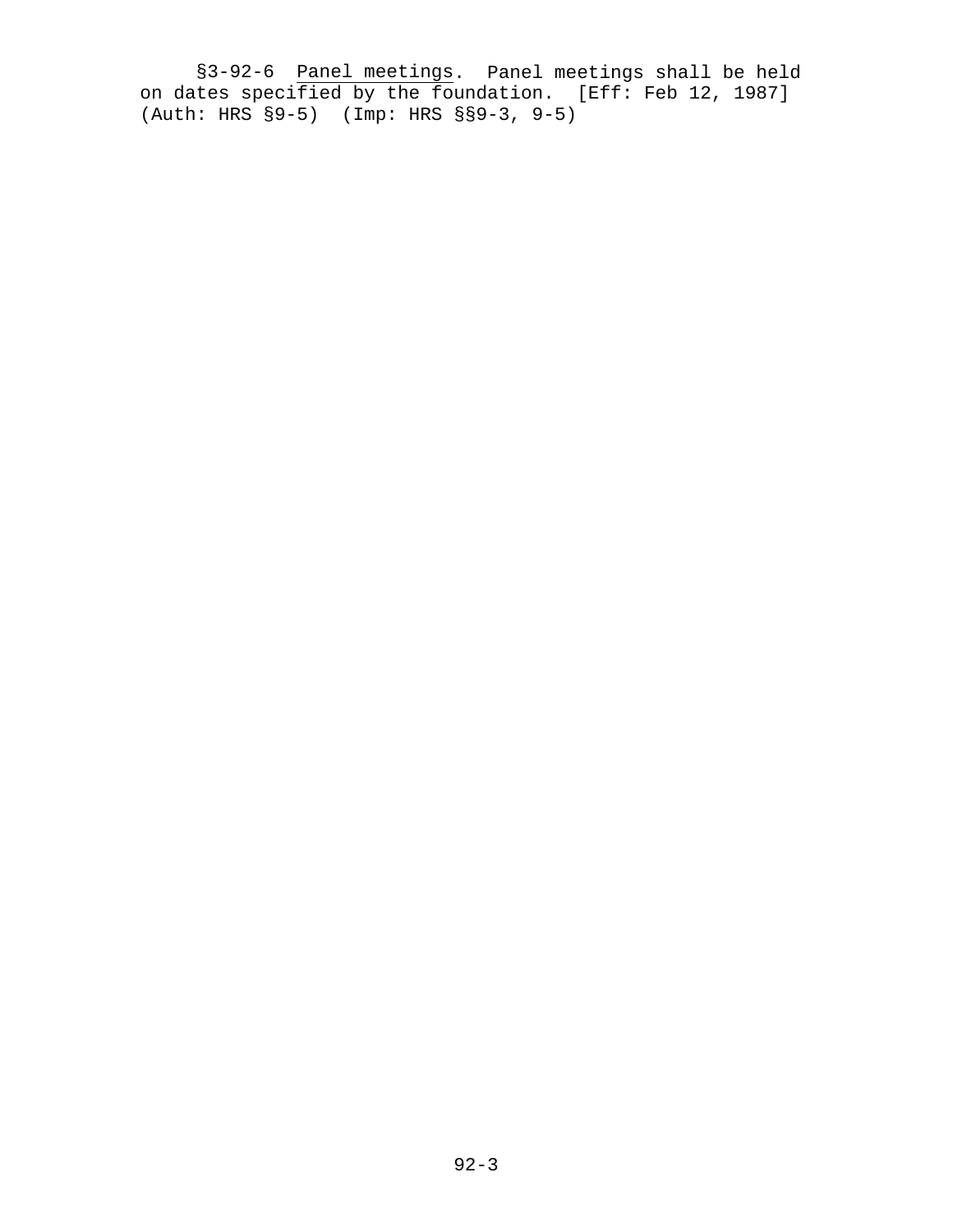§3-92-6 <u>Panel meetings</u>. Panel meetings shall be held on dates specified by the foundation. [Eff: Feb 12, 1987] (Auth: HRS §9-5) (Imp: HRS §§9-3, 9-5)